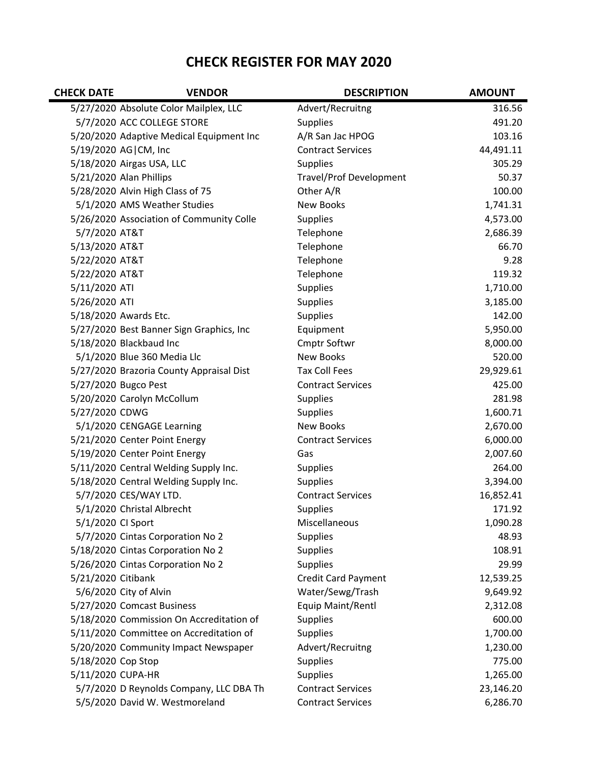# CHECK REGISTER FOR MAY 2020

| CHECK DATE | VENDOR | DESCRIPTION | AMOUNT |
|---|---|---|---|
| 5/27/2020 | Absolute Color Mailplex, LLC | Advert/Recruitng | 316.56 |
| 5/7/2020 | ACC COLLEGE STORE | Supplies | 491.20 |
| 5/20/2020 | Adaptive Medical Equipment Inc | A/R San Jac HPOG | 103.16 |
| 5/19/2020 | AG\|CM, Inc | Contract Services | 44,491.11 |
| 5/18/2020 | Airgas USA, LLC | Supplies | 305.29 |
| 5/21/2020 | Alan Phillips | Travel/Prof Development | 50.37 |
| 5/28/2020 | Alvin High Class of 75 | Other A/R | 100.00 |
| 5/1/2020 | AMS Weather Studies | New Books | 1,741.31 |
| 5/26/2020 | Association of Community Colle | Supplies | 4,573.00 |
| 5/7/2020 | AT&T | Telephone | 2,686.39 |
| 5/13/2020 | AT&T | Telephone | 66.70 |
| 5/22/2020 | AT&T | Telephone | 9.28 |
| 5/22/2020 | AT&T | Telephone | 119.32 |
| 5/11/2020 | ATI | Supplies | 1,710.00 |
| 5/26/2020 | ATI | Supplies | 3,185.00 |
| 5/18/2020 | Awards Etc. | Supplies | 142.00 |
| 5/27/2020 | Best Banner Sign Graphics, Inc | Equipment | 5,950.00 |
| 5/18/2020 | Blackbaud Inc | Cmptr Softwr | 8,000.00 |
| 5/1/2020 | Blue 360 Media Llc | New Books | 520.00 |
| 5/27/2020 | Brazoria County Appraisal Dist | Tax Coll Fees | 29,929.61 |
| 5/27/2020 | Bugco Pest | Contract Services | 425.00 |
| 5/20/2020 | Carolyn McCollum | Supplies | 281.98 |
| 5/27/2020 | CDWG | Supplies | 1,600.71 |
| 5/1/2020 | CENGAGE Learning | New Books | 2,670.00 |
| 5/21/2020 | Center Point Energy | Contract Services | 6,000.00 |
| 5/19/2020 | Center Point Energy | Gas | 2,007.60 |
| 5/11/2020 | Central Welding Supply Inc. | Supplies | 264.00 |
| 5/18/2020 | Central Welding Supply Inc. | Supplies | 3,394.00 |
| 5/7/2020 | CES/WAY LTD. | Contract Services | 16,852.41 |
| 5/1/2020 | Christal Albrecht | Supplies | 171.92 |
| 5/1/2020 | CI Sport | Miscellaneous | 1,090.28 |
| 5/7/2020 | Cintas Corporation No 2 | Supplies | 48.93 |
| 5/18/2020 | Cintas Corporation No 2 | Supplies | 108.91 |
| 5/26/2020 | Cintas Corporation No 2 | Supplies | 29.99 |
| 5/21/2020 | Citibank | Credit Card Payment | 12,539.25 |
| 5/6/2020 | City of Alvin | Water/Sewg/Trash | 9,649.92 |
| 5/27/2020 | Comcast Business | Equip Maint/Rentl | 2,312.08 |
| 5/18/2020 | Commission On Accreditation of | Supplies | 600.00 |
| 5/11/2020 | Committee on Accreditation of | Supplies | 1,700.00 |
| 5/20/2020 | Community Impact Newspaper | Advert/Recruitng | 1,230.00 |
| 5/18/2020 | Cop Stop | Supplies | 775.00 |
| 5/11/2020 | CUPA-HR | Supplies | 1,265.00 |
| 5/7/2020 | D Reynolds Company, LLC DBA Th | Contract Services | 23,146.20 |
| 5/5/2020 | David W. Westmoreland | Contract Services | 6,286.70 |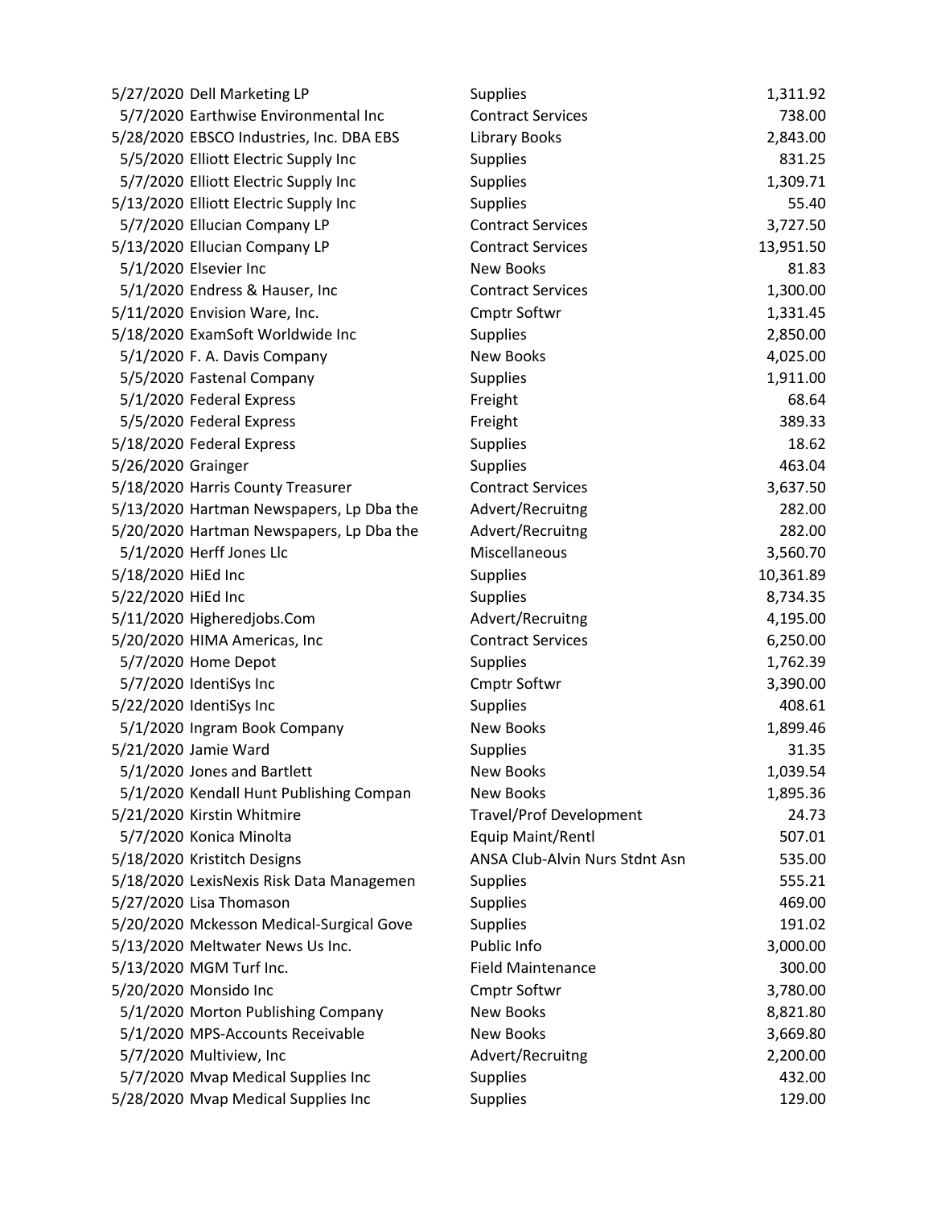| | | | |
|---|---|---|---|
| 5/27/2020 | Dell Marketing LP | Supplies | 1,311.92 |
| 5/7/2020 | Earthwise Environmental Inc | Contract Services | 738.00 |
| 5/28/2020 | EBSCO Industries, Inc. DBA EBS | Library Books | 2,843.00 |
| 5/5/2020 | Elliott Electric Supply Inc | Supplies | 831.25 |
| 5/7/2020 | Elliott Electric Supply Inc | Supplies | 1,309.71 |
| 5/13/2020 | Elliott Electric Supply Inc | Supplies | 55.40 |
| 5/7/2020 | Ellucian Company LP | Contract Services | 3,727.50 |
| 5/13/2020 | Ellucian Company LP | Contract Services | 13,951.50 |
| 5/1/2020 | Elsevier Inc | New Books | 81.83 |
| 5/1/2020 | Endress & Hauser, Inc | Contract Services | 1,300.00 |
| 5/11/2020 | Envision Ware, Inc. | Cmptr Softwr | 1,331.45 |
| 5/18/2020 | ExamSoft Worldwide Inc | Supplies | 2,850.00 |
| 5/1/2020 | F. A. Davis Company | New Books | 4,025.00 |
| 5/5/2020 | Fastenal Company | Supplies | 1,911.00 |
| 5/1/2020 | Federal Express | Freight | 68.64 |
| 5/5/2020 | Federal Express | Freight | 389.33 |
| 5/18/2020 | Federal Express | Supplies | 18.62 |
| 5/26/2020 | Grainger | Supplies | 463.04 |
| 5/18/2020 | Harris County Treasurer | Contract Services | 3,637.50 |
| 5/13/2020 | Hartman Newspapers, Lp Dba the | Advert/Recruitng | 282.00 |
| 5/20/2020 | Hartman Newspapers, Lp Dba the | Advert/Recruitng | 282.00 |
| 5/1/2020 | Herff Jones Llc | Miscellaneous | 3,560.70 |
| 5/18/2020 | HiEd Inc | Supplies | 10,361.89 |
| 5/22/2020 | HiEd Inc | Supplies | 8,734.35 |
| 5/11/2020 | Higheredjobs.Com | Advert/Recruitng | 4,195.00 |
| 5/20/2020 | HIMA Americas, Inc | Contract Services | 6,250.00 |
| 5/7/2020 | Home Depot | Supplies | 1,762.39 |
| 5/7/2020 | IdentiSys Inc | Cmptr Softwr | 3,390.00 |
| 5/22/2020 | IdentiSys Inc | Supplies | 408.61 |
| 5/1/2020 | Ingram Book Company | New Books | 1,899.46 |
| 5/21/2020 | Jamie Ward | Supplies | 31.35 |
| 5/1/2020 | Jones and Bartlett | New Books | 1,039.54 |
| 5/1/2020 | Kendall Hunt Publishing Compan | New Books | 1,895.36 |
| 5/21/2020 | Kirstin Whitmire | Travel/Prof Development | 24.73 |
| 5/7/2020 | Konica Minolta | Equip Maint/Rentl | 507.01 |
| 5/18/2020 | Kristitch Designs | ANSA Club-Alvin Nurs Stdnt Asn | 535.00 |
| 5/18/2020 | LexisNexis Risk Data Managemen | Supplies | 555.21 |
| 5/27/2020 | Lisa Thomason | Supplies | 469.00 |
| 5/20/2020 | Mckesson Medical-Surgical Gove | Supplies | 191.02 |
| 5/13/2020 | Meltwater News Us Inc. | Public Info | 3,000.00 |
| 5/13/2020 | MGM Turf Inc. | Field Maintenance | 300.00 |
| 5/20/2020 | Monsido Inc | Cmptr Softwr | 3,780.00 |
| 5/1/2020 | Morton Publishing Company | New Books | 8,821.80 |
| 5/1/2020 | MPS-Accounts Receivable | New Books | 3,669.80 |
| 5/7/2020 | Multiview, Inc | Advert/Recruitng | 2,200.00 |
| 5/7/2020 | Mvap Medical Supplies Inc | Supplies | 432.00 |
| 5/28/2020 | Mvap Medical Supplies Inc | Supplies | 129.00 |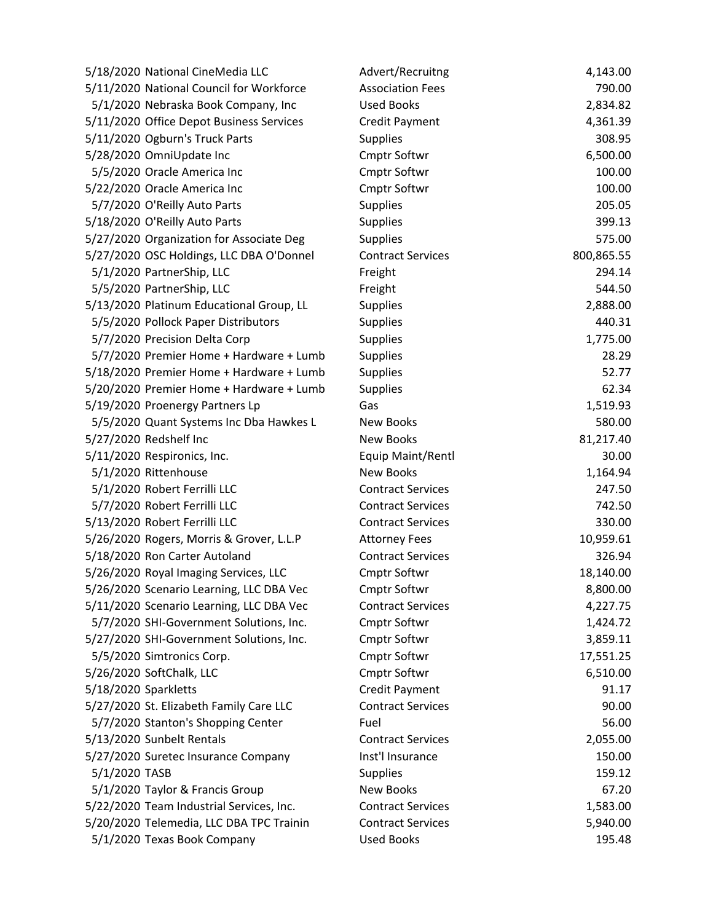| | | | |
|---|---|---|---|
| 5/18/2020 | National CineMedia LLC | Advert/Recruitng | 4,143.00 |
| 5/11/2020 | National Council for Workforce | Association Fees | 790.00 |
| 5/1/2020 | Nebraska Book Company, Inc | Used Books | 2,834.82 |
| 5/11/2020 | Office Depot Business Services | Credit Payment | 4,361.39 |
| 5/11/2020 | Ogburn's Truck Parts | Supplies | 308.95 |
| 5/28/2020 | OmniUpdate Inc | Cmptr Softwr | 6,500.00 |
| 5/5/2020 | Oracle America Inc | Cmptr Softwr | 100.00 |
| 5/22/2020 | Oracle America Inc | Cmptr Softwr | 100.00 |
| 5/7/2020 | O'Reilly Auto Parts | Supplies | 205.05 |
| 5/18/2020 | O'Reilly Auto Parts | Supplies | 399.13 |
| 5/27/2020 | Organization for Associate Deg | Supplies | 575.00 |
| 5/27/2020 | OSC Holdings, LLC DBA O'Donnel | Contract Services | 800,865.55 |
| 5/1/2020 | PartnerShip, LLC | Freight | 294.14 |
| 5/5/2020 | PartnerShip, LLC | Freight | 544.50 |
| 5/13/2020 | Platinum Educational Group, LL | Supplies | 2,888.00 |
| 5/5/2020 | Pollock Paper Distributors | Supplies | 440.31 |
| 5/7/2020 | Precision Delta Corp | Supplies | 1,775.00 |
| 5/7/2020 | Premier Home + Hardware + Lumb | Supplies | 28.29 |
| 5/18/2020 | Premier Home + Hardware + Lumb | Supplies | 52.77 |
| 5/20/2020 | Premier Home + Hardware + Lumb | Supplies | 62.34 |
| 5/19/2020 | Proenergy Partners Lp | Gas | 1,519.93 |
| 5/5/2020 | Quant Systems Inc Dba Hawkes L | New Books | 580.00 |
| 5/27/2020 | Redshelf Inc | New Books | 81,217.40 |
| 5/11/2020 | Respironics, Inc. | Equip Maint/Rentl | 30.00 |
| 5/1/2020 | Rittenhouse | New Books | 1,164.94 |
| 5/1/2020 | Robert Ferrilli LLC | Contract Services | 247.50 |
| 5/7/2020 | Robert Ferrilli LLC | Contract Services | 742.50 |
| 5/13/2020 | Robert Ferrilli LLC | Contract Services | 330.00 |
| 5/26/2020 | Rogers, Morris & Grover, L.L.P | Attorney Fees | 10,959.61 |
| 5/18/2020 | Ron Carter Autoland | Contract Services | 326.94 |
| 5/26/2020 | Royal Imaging Services, LLC | Cmptr Softwr | 18,140.00 |
| 5/26/2020 | Scenario Learning, LLC DBA Vec | Cmptr Softwr | 8,800.00 |
| 5/11/2020 | Scenario Learning, LLC DBA Vec | Contract Services | 4,227.75 |
| 5/7/2020 | SHI-Government Solutions, Inc. | Cmptr Softwr | 1,424.72 |
| 5/27/2020 | SHI-Government Solutions, Inc. | Cmptr Softwr | 3,859.11 |
| 5/5/2020 | Simtronics Corp. | Cmptr Softwr | 17,551.25 |
| 5/26/2020 | SoftChalk, LLC | Cmptr Softwr | 6,510.00 |
| 5/18/2020 | Sparkletts | Credit Payment | 91.17 |
| 5/27/2020 | St. Elizabeth Family Care LLC | Contract Services | 90.00 |
| 5/7/2020 | Stanton's Shopping Center | Fuel | 56.00 |
| 5/13/2020 | Sunbelt Rentals | Contract Services | 2,055.00 |
| 5/27/2020 | Suretec Insurance Company | Inst'l Insurance | 150.00 |
| 5/1/2020 | TASB | Supplies | 159.12 |
| 5/1/2020 | Taylor & Francis Group | New Books | 67.20 |
| 5/22/2020 | Team Industrial Services, Inc. | Contract Services | 1,583.00 |
| 5/20/2020 | Telemedia, LLC DBA TPC Trainin | Contract Services | 5,940.00 |
| 5/1/2020 | Texas Book Company | Used Books | 195.48 |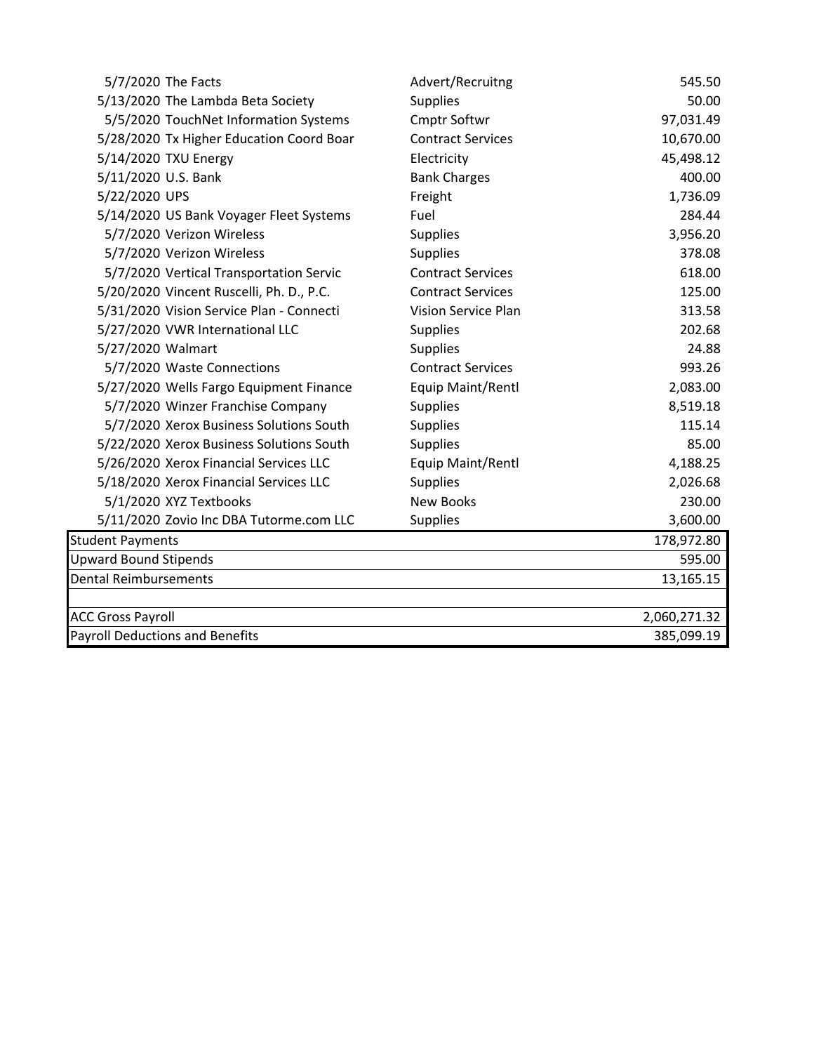| | | | |
|---|---|---|---|
| 5/7/2020 | The Facts | Advert/Recruitng | 545.50 |
| 5/13/2020 | The Lambda Beta Society | Supplies | 50.00 |
| 5/5/2020 | TouchNet Information Systems | Cmptr Softwr | 97,031.49 |
| 5/28/2020 | Tx Higher Education Coord Boar | Contract Services | 10,670.00 |
| 5/14/2020 | TXU Energy | Electricity | 45,498.12 |
| 5/11/2020 | U.S. Bank | Bank Charges | 400.00 |
| 5/22/2020 | UPS | Freight | 1,736.09 |
| 5/14/2020 | US Bank Voyager Fleet Systems | Fuel | 284.44 |
| 5/7/2020 | Verizon Wireless | Supplies | 3,956.20 |
| 5/7/2020 | Verizon Wireless | Supplies | 378.08 |
| 5/7/2020 | Vertical Transportation Servic | Contract Services | 618.00 |
| 5/20/2020 | Vincent Ruscelli, Ph. D., P.C. | Contract Services | 125.00 |
| 5/31/2020 | Vision Service Plan - Connecti | Vision Service Plan | 313.58 |
| 5/27/2020 | VWR International LLC | Supplies | 202.68 |
| 5/27/2020 | Walmart | Supplies | 24.88 |
| 5/7/2020 | Waste Connections | Contract Services | 993.26 |
| 5/27/2020 | Wells Fargo Equipment Finance | Equip Maint/Rentl | 2,083.00 |
| 5/7/2020 | Winzer Franchise Company | Supplies | 8,519.18 |
| 5/7/2020 | Xerox Business Solutions South | Supplies | 115.14 |
| 5/22/2020 | Xerox Business Solutions South | Supplies | 85.00 |
| 5/26/2020 | Xerox Financial Services LLC | Equip Maint/Rentl | 4,188.25 |
| 5/18/2020 | Xerox Financial Services LLC | Supplies | 2,026.68 |
| 5/1/2020 | XYZ Textbooks | New Books | 230.00 |
| 5/11/2020 | Zovio Inc DBA Tutorme.com LLC | Supplies | 3,600.00 |
| Student Payments | | | 178,972.80 |
| Upward Bound Stipends | | | 595.00 |
| Dental Reimbursements | | | 13,165.15 |
| | | | |
| ACC Gross Payroll | | | 2,060,271.32 |
| Payroll Deductions and Benefits | | | 385,099.19 |